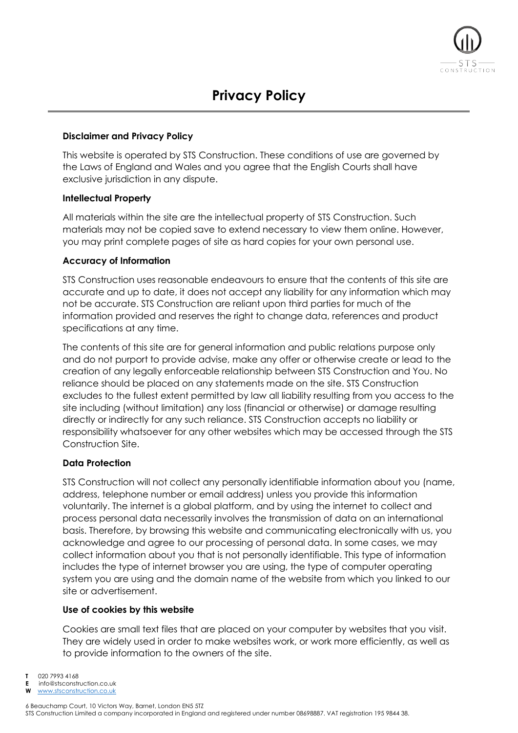# Privacy Policy

### Disclaimer and Privacy Policy

This website is operated by STS Construction. These conditions of use are governed by the Laws of England and Wales and you agree that the English Courts shall have exclusive jurisdiction in any dispute.

### Intellectual Property

All materials within the site are the intellectual property of STS Construction. Such materials may not be copied save to extend necessary to view them online. However, you may print complete pages of site as hard copies for your own personal use.

### Accuracy of Information

STS Construction uses reasonable endeavours to ensure that the contents of this site are accurate and up to date, it does not accept any liability for any information which may not be accurate. STS Construction are reliant upon third parties for much of the information provided and reserves the right to change data, references and product specifications at any time.

The contents of this site are for general information and public relations purpose only and do not purport to provide advise, make any offer or otherwise create or lead to the creation of any legally enforceable relationship between STS Construction and You. No reliance should be placed on any statements made on the site. STS Construction excludes to the fullest extent permitted by law all liability resulting from you access to the site including (without limitation) any loss (financial or otherwise) or damage resulting directly or indirectly for any such reliance. STS Construction accepts no liability or responsibility whatsoever for any other websites which may be accessed through the STS Construction Site.

### Data Protection

STS Construction will not collect any personally identifiable information about you (name, address, telephone number or email address) unless you provide this information voluntarily. The internet is a global platform, and by using the internet to collect and process personal data necessarily involves the transmission of data on an international basis. Therefore, by browsing this website and communicating electronically with us, you acknowledge and agree to our processing of personal data. In some cases, we may collect information about you that is not personally identifiable. This type of information includes the type of internet browser you are using, the type of computer operating system you are using and the domain name of the website from which you linked to our site or advertisement.

### Use of cookies by this website

Cookies are small text files that are placed on your computer by websites that you visit. They are widely used in order to make websites work, or work more efficiently, as well as to provide information to the owners of the site.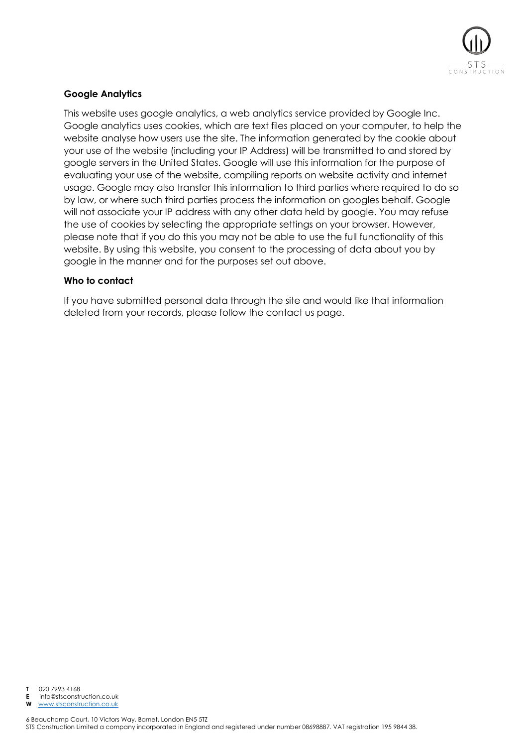**Google Analytics**

This website uses google analytics, a web analytics service provided by Google Inc. Google analytics uses cookies, which are text files placed on your computer, to help the website analyse how users use the site. The information generated by the cookie about your use of the website (including your IP Address) will be transmitted to and stored by google servers in the United States. Google will use this information for the purpose of evaluating your use of the website, compiling reports on website activity and internet usage. Google may also transfer this information to third parties where required to do so by law, or where such third parties process the information on googles behalf. Google will not associate your IP address with any other data held by google. You may refuse the use of cookies by selecting the appropriate settings on your browser. However, please note that if you do this you may not be able to use the full functionality of this website. By using this website, you consent to the processing of data about you by google in the manner and for the purposes set out above.

**Who to contact**

If you have submitted personal data through the site and would like that information deleted from your records, please follow the contact us page.